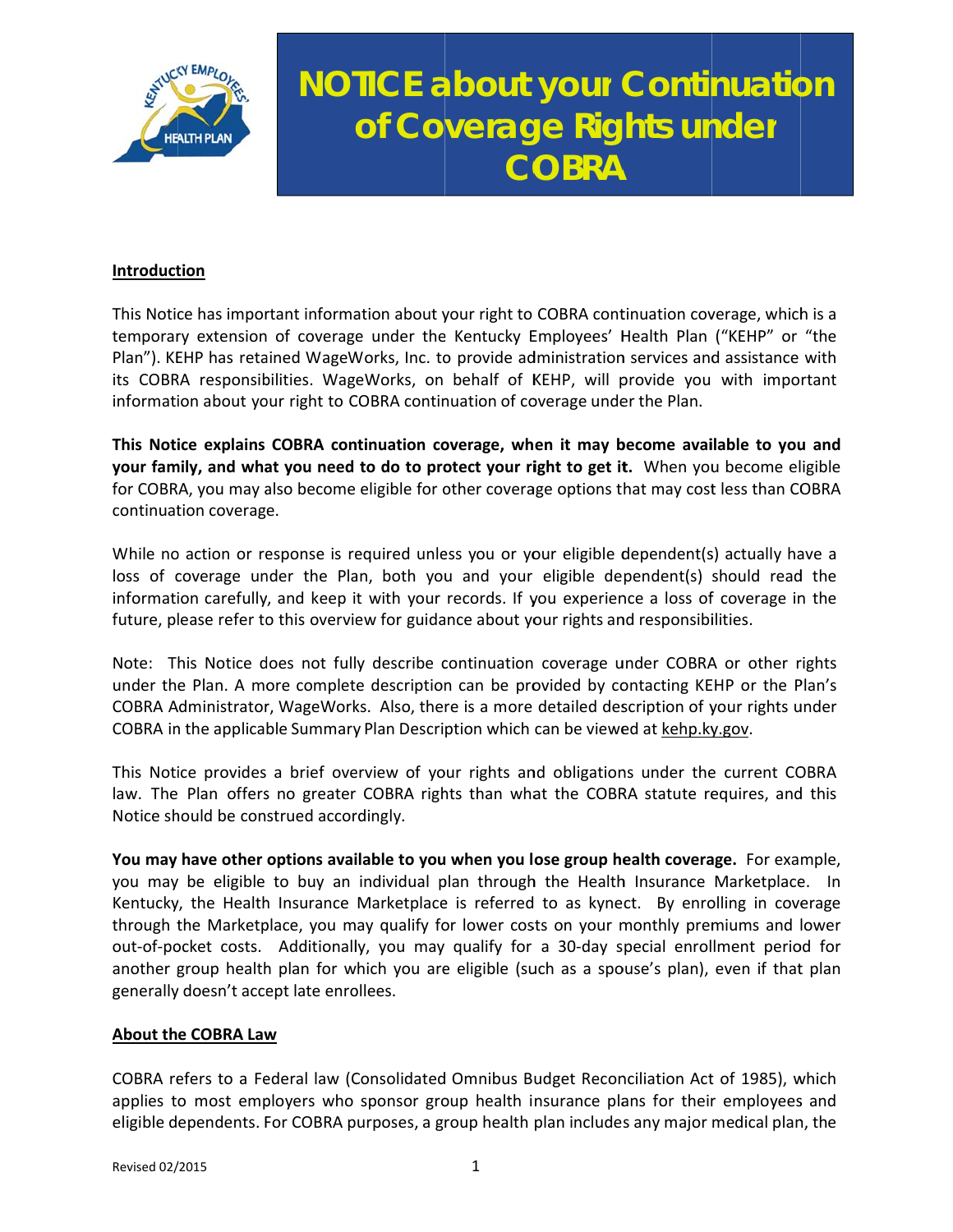# NOTICE about your Continuation of Coverage Rights under COBRA

## Introduction

This Notice has important information about your right to COBRA continuation coverage, which is a temporary extension of coverage under the Kentucky Employees' Health Plan ("KEHP" or "the Plan"). KEHP has retained WageWorks, Inc. to provide administration services and assistance with its COBRA responsibilities. WageWorks, on behalf of KEHP, will provide you with important information about your right to COBRA continuation of coverage under the Plan.

**This Notice explains COBRA continuation coverage, when it may become available to you and your family, and what you need to do to protect your right to get it.** When you become eligible for COBRA, you may also become eligible for other coverage options that may cost less than COBRA continuation coverage.

While no action or response is required unless you or your eligible dependent(s) actually have a loss of coverage under the Plan, both you and your eligible dependent(s) should read the information carefully, and keep it with your records. If you experience a loss of coverage in the future, please refer to this overview for guidance about your rights and responsibilities.

Note: This Notice does not fully describe continuation coverage under COBRA or other rights under the Plan. A more complete description can be provided by contacting KEHP or the Plan's COBRA Administrator, WageWorks. Also, there is a more detailed description of your rights under COBRA in the applicable Summary Plan Description which can be viewed at kehp.ky.gov.

This Notice provides a brief overview of your rights and obligations under the current COBRA law. The Plan offers no greater COBRA rights than what the COBRA statute requires, and this Notice should be construed accordingly.

**You may have other options available to you when you lose group health coverage.** For example, you may be eligible to buy an individual plan through the Health Insurance Marketplace. In Kentucky, the Health Insurance Marketplace is referred to as kynect. By enrolling in coverage through the Marketplace, you may qualify for lower costs on your monthly premiums and lower out-of-pocket costs. Additionally, you may qualify for a 30-day special enrollment period for another group health plan for which you are eligible (such as a spouse's plan), even if that plan generally doesn't accept late enrollees.

## About the COBRA Law

COBRA refers to a Federal law (Consolidated Omnibus Budget Reconciliation Act of 1985), which applies to most employers who sponsor group health insurance plans for their employees and eligible dependents. For COBRA purposes, a group health plan includes any major medical plan, the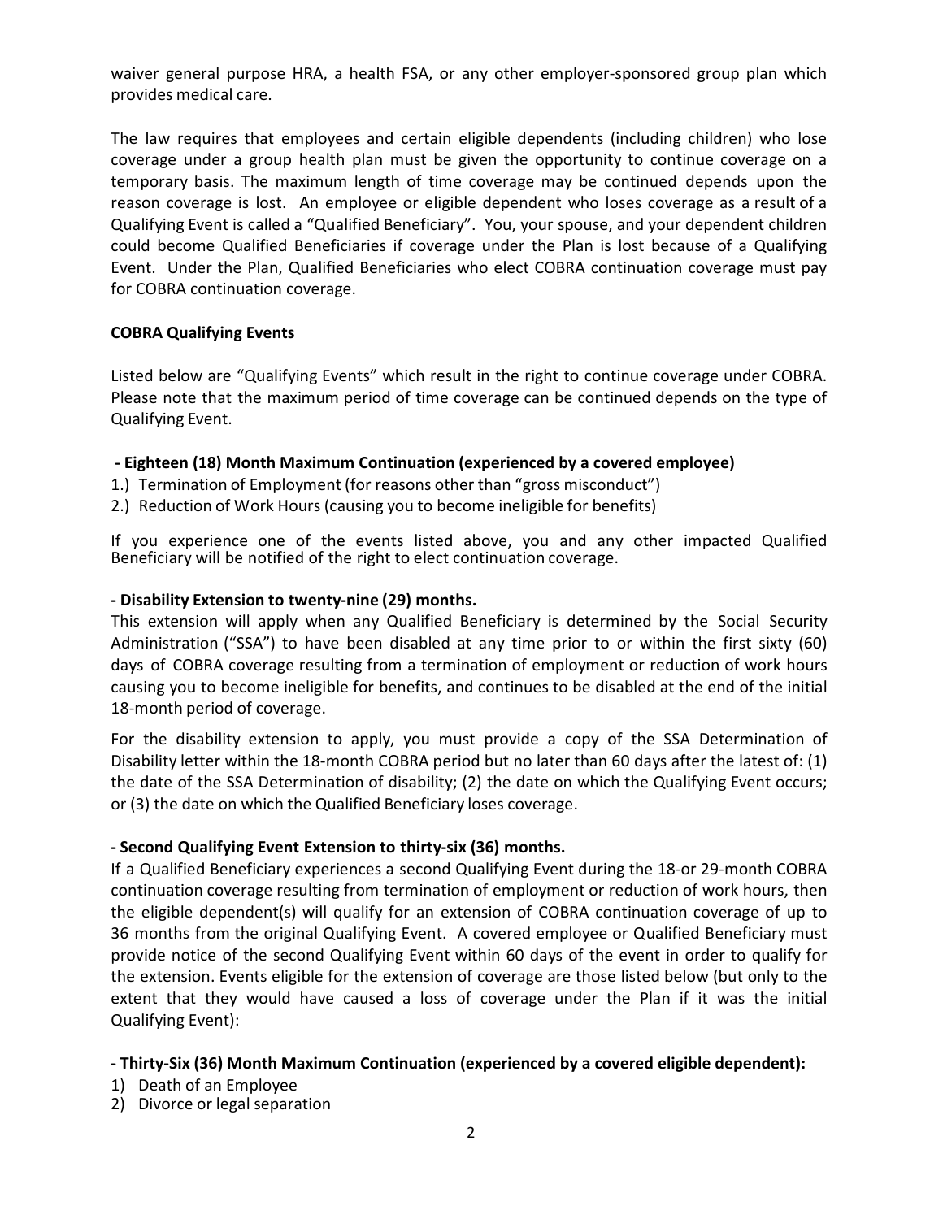waiver general purpose HRA, a health FSA, or any other employer-sponsored group plan which provides medical care.

The law requires that employees and certain eligible dependents (including children) who lose coverage under a group health plan must be given the opportunity to continue coverage on a temporary basis. The maximum length of time coverage may be continued depends upon the reason coverage is lost. An employee or eligible dependent who loses coverage as a result of a Qualifying Event is called a "Qualified Beneficiary". You, your spouse, and your dependent children could become Qualified Beneficiaries if coverage under the Plan is lost because of a Qualifying Event. Under the Plan, Qualified Beneficiaries who elect COBRA continuation coverage must pay for COBRA continuation coverage.

**<u>COBRA Qualifying Events</u>**

Listed below are "Qualifying Events" which result in the right to continue coverage under COBRA. Please note that the maximum period of time coverage can be continued depends on the type of Qualifying Event.

**- Eighteen (18) Month Maximum Continuation (experienced by a covered employee)**

1.) Termination of Employment (for reasons other than "gross misconduct")
2.) Reduction of Work Hours (causing you to become ineligible for benefits)

If you experience one of the events listed above, you and any other impacted Qualified Beneficiary will be notified of the right to elect continuation coverage.

**- Disability Extension to twenty-nine (29) months.**

This extension will apply when any Qualified Beneficiary is determined by the Social Security Administration ("SSA") to have been disabled at any time prior to or within the first sixty (60) days of COBRA coverage resulting from a termination of employment or reduction of work hours causing you to become ineligible for benefits, and continues to be disabled at the end of the initial 18-month period of coverage.

For the disability extension to apply, you must provide a copy of the SSA Determination of Disability letter within the 18-month COBRA period but no later than 60 days after the latest of: (1) the date of the SSA Determination of disability; (2) the date on which the Qualifying Event occurs; or (3) the date on which the Qualified Beneficiary loses coverage.

**- Second Qualifying Event Extension to thirty-six (36) months.**

If a Qualified Beneficiary experiences a second Qualifying Event during the 18-or 29-month COBRA continuation coverage resulting from termination of employment or reduction of work hours, then the eligible dependent(s) will qualify for an extension of COBRA continuation coverage of up to 36 months from the original Qualifying Event. A covered employee or Qualified Beneficiary must provide notice of the second Qualifying Event within 60 days of the event in order to qualify for the extension. Events eligible for the extension of coverage are those listed below (but only to the extent that they would have caused a loss of coverage under the Plan if it was the initial Qualifying Event):

**- Thirty-Six (36) Month Maximum Continuation (experienced by a covered eligible dependent):**

1) Death of an Employee
2) Divorce or legal separation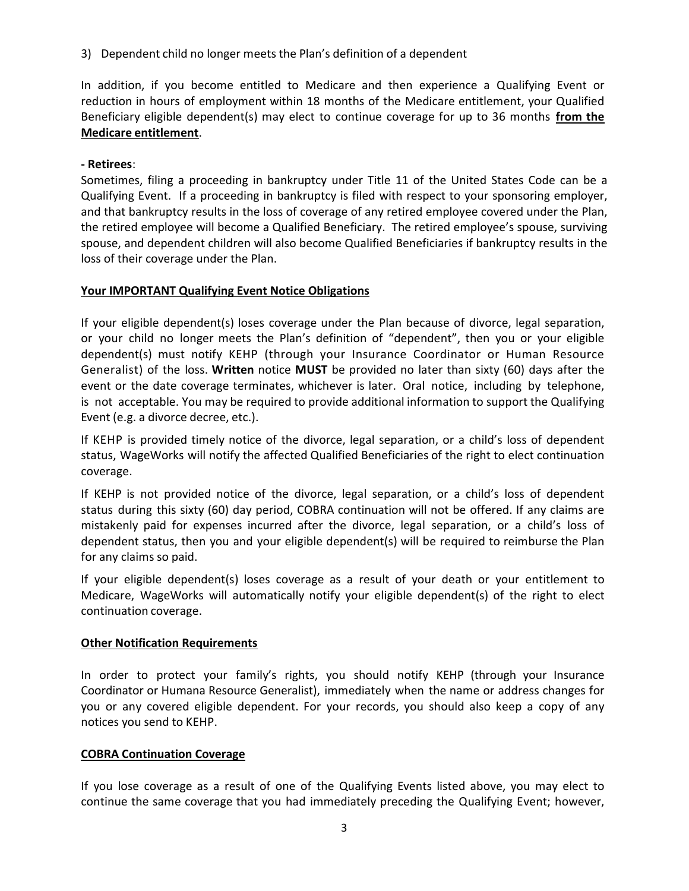3) Dependent child no longer meets the Plan's definition of a dependent

In addition, if you become entitled to Medicare and then experience a Qualifying Event or reduction in hours of employment within 18 months of the Medicare entitlement, your Qualified Beneficiary eligible dependent(s) may elect to continue coverage for up to 36 months **from the Medicare entitlement**.

**- Retirees**:

Sometimes, filing a proceeding in bankruptcy under Title 11 of the United States Code can be a Qualifying Event. If a proceeding in bankruptcy is filed with respect to your sponsoring employer, and that bankruptcy results in the loss of coverage of any retired employee covered under the Plan, the retired employee will become a Qualified Beneficiary. The retired employee's spouse, surviving spouse, and dependent children will also become Qualified Beneficiaries if bankruptcy results in the loss of their coverage under the Plan.

**Your IMPORTANT Qualifying Event Notice Obligations**

If your eligible dependent(s) loses coverage under the Plan because of divorce, legal separation, or your child no longer meets the Plan's definition of "dependent", then you or your eligible dependent(s) must notify KEHP (through your Insurance Coordinator or Human Resource Generalist) of the loss. **Written** notice **MUST** be provided no later than sixty (60) days after the event or the date coverage terminates, whichever is later. Oral notice, including by telephone, is not acceptable. You may be required to provide additional information to support the Qualifying Event (e.g. a divorce decree, etc.).

If KEHP is provided timely notice of the divorce, legal separation, or a child's loss of dependent status, WageWorks will notify the affected Qualified Beneficiaries of the right to elect continuation coverage.

If KEHP is not provided notice of the divorce, legal separation, or a child's loss of dependent status during this sixty (60) day period, COBRA continuation will not be offered. If any claims are mistakenly paid for expenses incurred after the divorce, legal separation, or a child's loss of dependent status, then you and your eligible dependent(s) will be required to reimburse the Plan for any claims so paid.

If your eligible dependent(s) loses coverage as a result of your death or your entitlement to Medicare, WageWorks will automatically notify your eligible dependent(s) of the right to elect continuation coverage.

**Other Notification Requirements**

In order to protect your family's rights, you should notify KEHP (through your Insurance Coordinator or Humana Resource Generalist), immediately when the name or address changes for you or any covered eligible dependent. For your records, you should also keep a copy of any notices you send to KEHP.

**COBRA Continuation Coverage**

If you lose coverage as a result of one of the Qualifying Events listed above, you may elect to continue the same coverage that you had immediately preceding the Qualifying Event; however,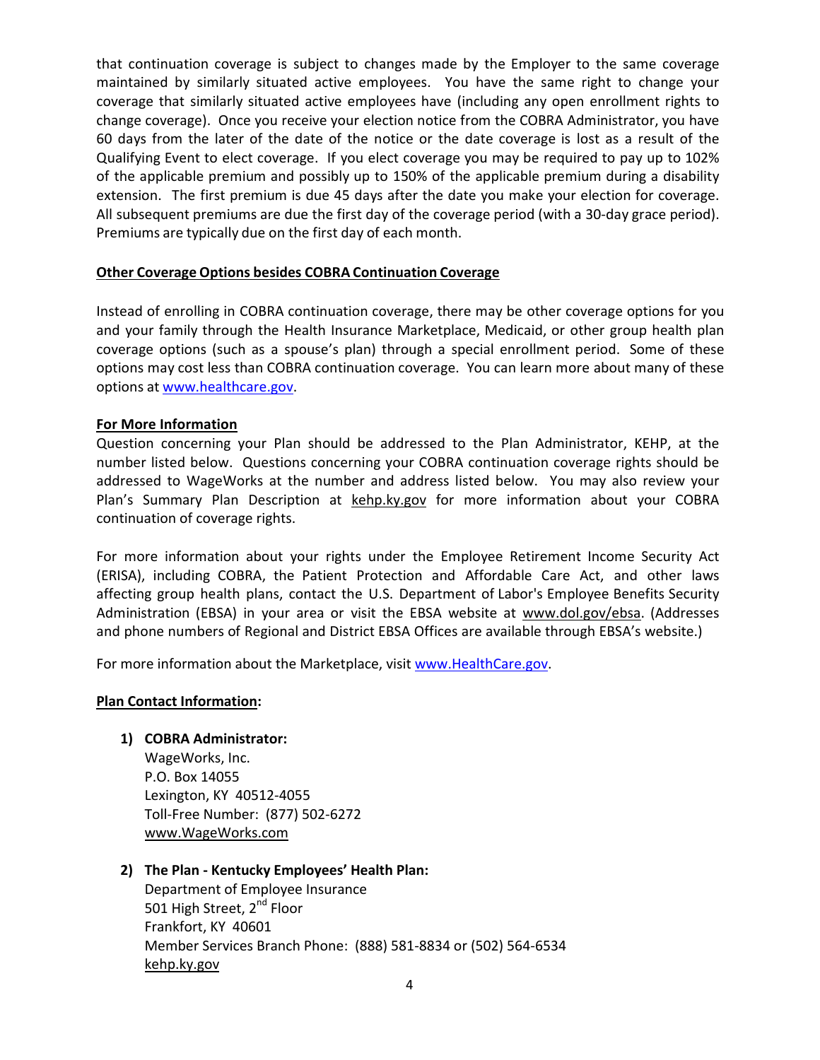that continuation coverage is subject to changes made by the Employer to the same coverage maintained by similarly situated active employees. You have the same right to change your coverage that similarly situated active employees have (including any open enrollment rights to change coverage). Once you receive your election notice from the COBRA Administrator, you have 60 days from the later of the date of the notice or the date coverage is lost as a result of the Qualifying Event to elect coverage. If you elect coverage you may be required to pay up to 102% of the applicable premium and possibly up to 150% of the applicable premium during a disability extension. The first premium is due 45 days after the date you make your election for coverage. All subsequent premiums are due the first day of the coverage period (with a 30-day grace period). Premiums are typically due on the first day of each month.

**Other Coverage Options besides COBRA Continuation Coverage**

Instead of enrolling in COBRA continuation coverage, there may be other coverage options for you and your family through the Health Insurance Marketplace, Medicaid, or other group health plan coverage options (such as a spouse's plan) through a special enrollment period. Some of these options may cost less than COBRA continuation coverage. You can learn more about many of these options at www.healthcare.gov.

**For More Information**

Question concerning your Plan should be addressed to the Plan Administrator, KEHP, at the number listed below. Questions concerning your COBRA continuation coverage rights should be addressed to WageWorks at the number and address listed below. You may also review your Plan's Summary Plan Description at kehp.ky.gov for more information about your COBRA continuation of coverage rights.

For more information about your rights under the Employee Retirement Income Security Act (ERISA), including COBRA, the Patient Protection and Affordable Care Act, and other laws affecting group health plans, contact the U.S. Department of Labor's Employee Benefits Security Administration (EBSA) in your area or visit the EBSA website at www.dol.gov/ebsa. (Addresses and phone numbers of Regional and District EBSA Offices are available through EBSA's website.)

For more information about the Marketplace, visit www.HealthCare.gov.

**Plan Contact Information:**

1) **COBRA Administrator:**
   WageWorks, Inc.
   P.O. Box 14055
   Lexington, KY 40512-4055
   Toll-Free Number: (877) 502-6272
   www.WageWorks.com

2) **The Plan - Kentucky Employees' Health Plan:**
   Department of Employee Insurance
   501 High Street, 2nd Floor
   Frankfort, KY 40601
   Member Services Branch Phone: (888) 581-8834 or (502) 564-6534
   kehp.ky.gov